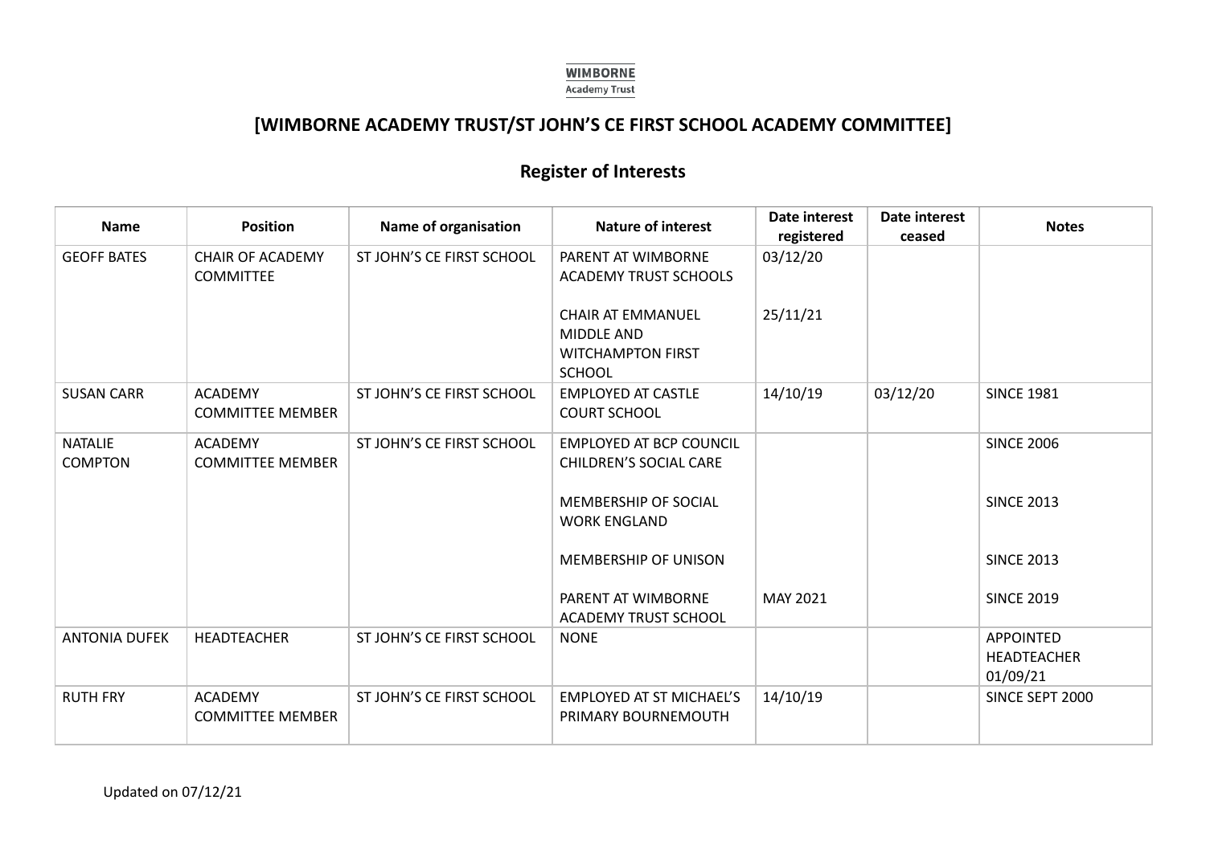**WIMBORNE**
Academy Trust

## [WIMBORNE ACADEMY TRUST/ST JOHN'S CE FIRST SCHOOL ACADEMY COMMITTEE]

## Register of Interests

| Name | Position | Name of organisation | Nature of interest | Date interest registered | Date interest ceased | Notes |
|---|---|---|---|---|---|---|
| GEOFF BATES | CHAIR OF ACADEMY COMMITTEE | ST JOHN'S CE FIRST SCHOOL | PARENT AT WIMBORNE ACADEMY TRUST SCHOOLS | 03/12/20 | | |
| | | | CHAIR AT EMMANUEL MIDDLE AND WITCHAMPTON FIRST SCHOOL | 25/11/21 | | |
| SUSAN CARR | ACADEMY COMMITTEE MEMBER | ST JOHN'S CE FIRST SCHOOL | EMPLOYED AT CASTLE COURT SCHOOL | 14/10/19 | 03/12/20 | SINCE 1981 |
| NATALIE COMPTON | ACADEMY COMMITTEE MEMBER | ST JOHN'S CE FIRST SCHOOL | EMPLOYED AT BCP COUNCIL CHILDREN'S SOCIAL CARE | | | SINCE 2006 |
| | | | MEMBERSHIP OF SOCIAL WORK ENGLAND | | | SINCE 2013 |
| | | | MEMBERSHIP OF UNISON | | | SINCE 2013 |
| | | | PARENT AT WIMBORNE ACADEMY TRUST SCHOOL | MAY 2021 | | SINCE 2019 |
| ANTONIA DUFEK | HEADTEACHER | ST JOHN'S CE FIRST SCHOOL | NONE | | | APPOINTED HEADTEACHER 01/09/21 |
| RUTH FRY | ACADEMY COMMITTEE MEMBER | ST JOHN'S CE FIRST SCHOOL | EMPLOYED AT ST MICHAEL'S PRIMARY BOURNEMOUTH | 14/10/19 | | SINCE SEPT 2000 |

Updated on 07/12/21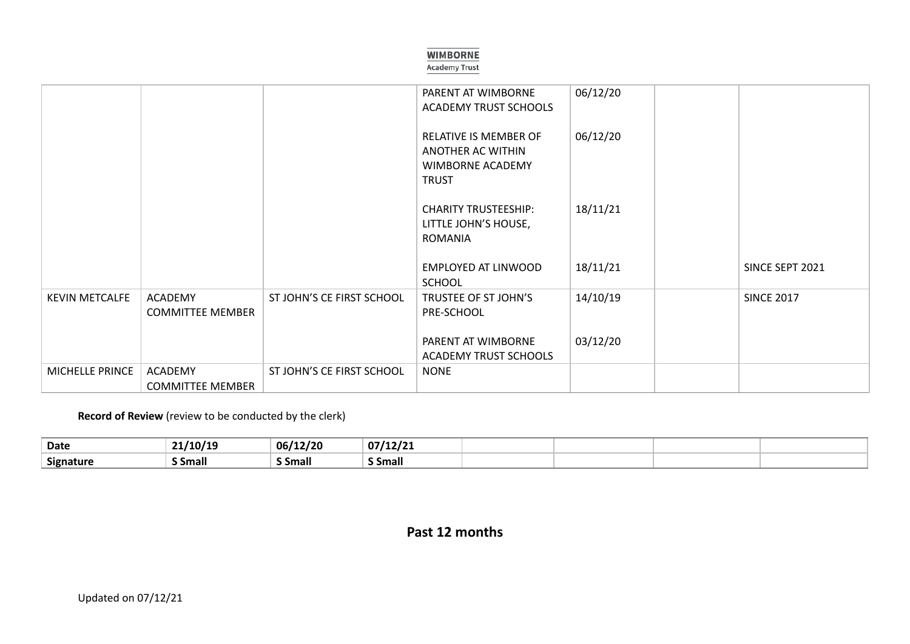| | | | | | | |
|---|---|---|---|---|---|---|
| | | | PARENT AT WIMBORNE ACADEMY TRUST SCHOOLS | 06/12/20 | | |
| | | | RELATIVE IS MEMBER OF ANOTHER AC WITHIN WIMBORNE ACADEMY TRUST | 06/12/20 | | |
| | | | CHARITY TRUSTEESHIP: LITTLE JOHN'S HOUSE, ROMANIA | 18/11/21 | | |
| | | | EMPLOYED AT LINWOOD SCHOOL | 18/11/21 | | SINCE SEPT 2021 |
| KEVIN METCALFE | ACADEMY COMMITTEE MEMBER | ST JOHN'S CE FIRST SCHOOL | TRUSTEE OF ST JOHN'S PRE-SCHOOL | 14/10/19 | | SINCE 2017 |
| | | | PARENT AT WIMBORNE ACADEMY TRUST SCHOOLS | 03/12/20 | | |
| MICHELLE PRINCE | ACADEMY COMMITTEE MEMBER | ST JOHN'S CE FIRST SCHOOL | NONE | | | |

**Record of Review** (review to be conducted by the clerk)

| Date | 21/10/19 | 06/12/20 | 07/12/21 | | | | |
|---|---|---|---|---|---|---|---|
| **Signature** | **S Small** | **S Small** | **S Small** | | | | |

## Past 12 months

Updated on 07/12/21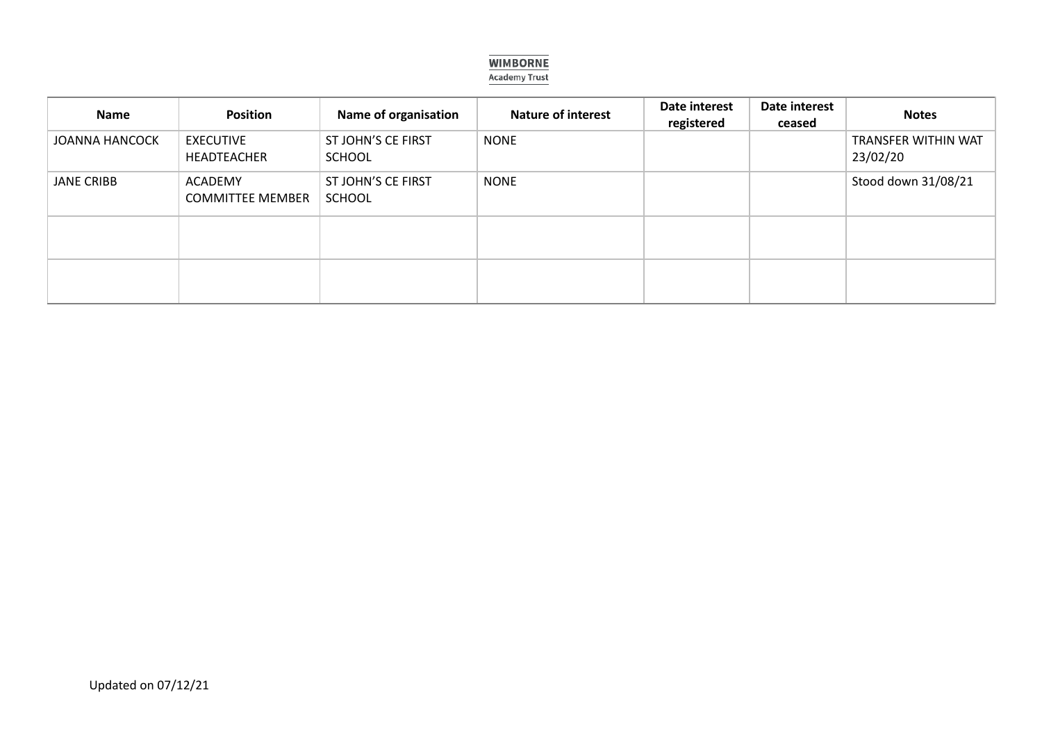| Name | Position | Name of organisation | Nature of interest | Date interest registered | Date interest ceased | Notes |
|---|---|---|---|---|---|---|
| JOANNA HANCOCK | EXECUTIVE HEADTEACHER | ST JOHN'S CE FIRST SCHOOL | NONE | | | TRANSFER WITHIN WAT 23/02/20 |
| JANE CRIBB | ACADEMY COMMITTEE MEMBER | ST JOHN'S CE FIRST SCHOOL | NONE | | | Stood down 31/08/21 |
| | | | | | | |
| | | | | | | |

Updated on 07/12/21